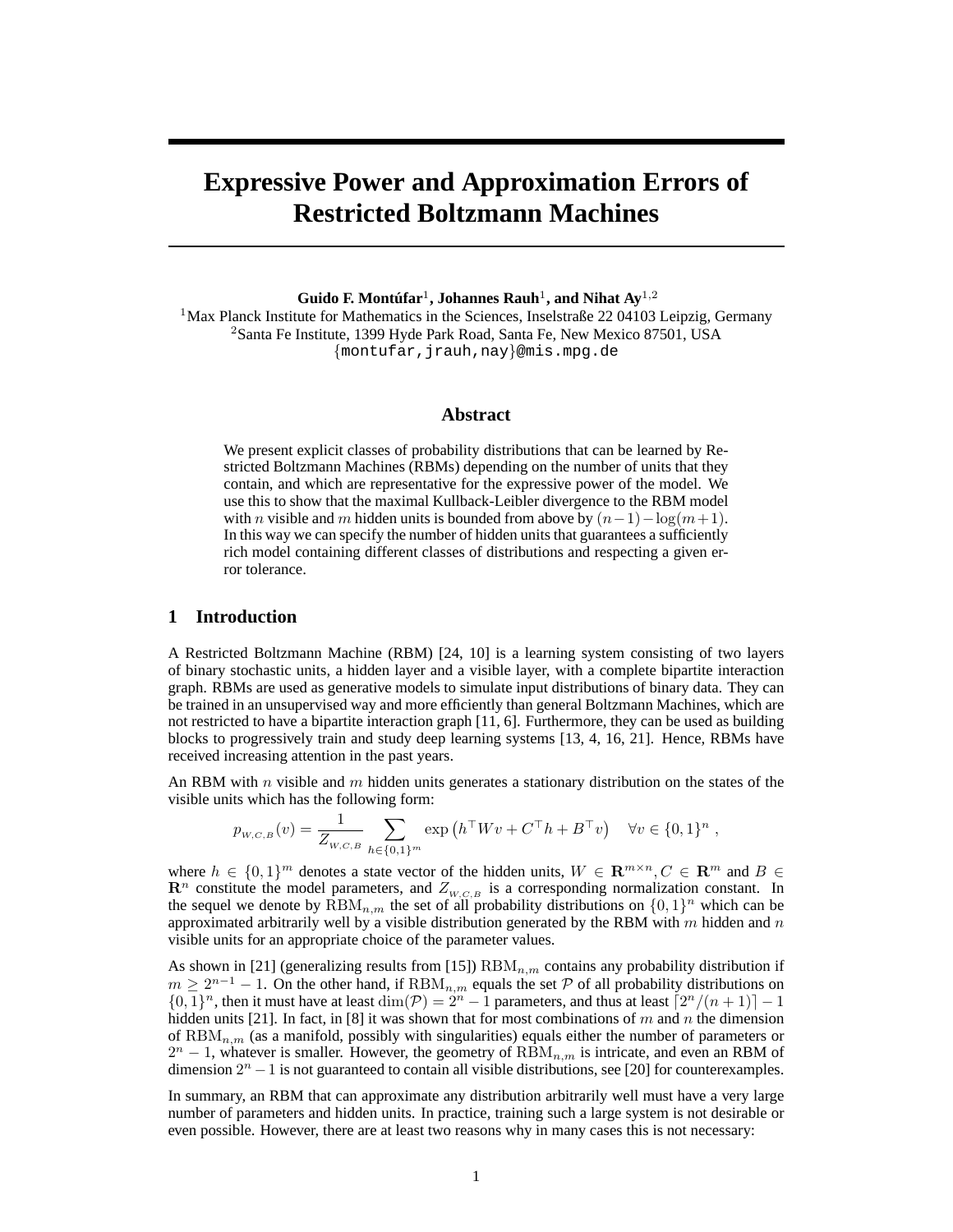# Expressive Power and Approximation Errors of Restricted Boltzmann Machines

**Guido F. Montúfar**[1]**, Johannes Rauh**[1]**, and Nihat Ay**[1,2]

[1]Max Planck Institute for Mathematics in the Sciences, Inselstraße 22 04103 Leipzig, Germany
[2]Santa Fe Institute, 1399 Hyde Park Road, Santa Fe, New Mexico 87501, USA
{montufar,jrauh,nay}@mis.mpg.de

## Abstract

We present explicit classes of probability distributions that can be learned by Restricted Boltzmann Machines (RBMs) depending on the number of units that they contain, and which are representative for the expressive power of the model. We use this to show that the maximal Kullback-Leibler divergence to the RBM model with $n$ visible and $m$ hidden units is bounded from above by $(n-1)-\log(m+1)$. In this way we can specify the number of hidden units that guarantees a sufficiently rich model containing different classes of distributions and respecting a given error tolerance.

## 1 Introduction

A Restricted Boltzmann Machine (RBM) [24, 10] is a learning system consisting of two layers of binary stochastic units, a hidden layer and a visible layer, with a complete bipartite interaction graph. RBMs are used as generative models to simulate input distributions of binary data. They can be trained in an unsupervised way and more efficiently than general Boltzmann Machines, which are not restricted to have a bipartite interaction graph [11, 6]. Furthermore, they can be used as building blocks to progressively train and study deep learning systems [13, 4, 16, 21]. Hence, RBMs have received increasing attention in the past years.

An RBM with $n$ visible and $m$ hidden units generates a stationary distribution on the states of the visible units which has the following form:

$$p_{W,C,B}(v) = \frac{1}{Z_{W,C,B}} \sum_{h\in\{0,1\}^m} \exp\left(h^\top W v + C^\top h + B^\top v\right) \quad \forall v \in \{0,1\}^n ,$$

where $h \in \{0,1\}^m$ denotes a state vector of the hidden units, $W \in \mathbf{R}^{m\times n}, C \in \mathbf{R}^m$ and $B \in \mathbf{R}^n$ constitute the model parameters, and $Z_{W,C,B}$ is a corresponding normalization constant. In the sequel we denote by $\mathrm{RBM}_{n,m}$ the set of all probability distributions on $\{0,1\}^n$ which can be approximated arbitrarily well by a visible distribution generated by the RBM with $m$ hidden and $n$ visible units for an appropriate choice of the parameter values.

As shown in [21] (generalizing results from [15]) $\mathrm{RBM}_{n,m}$ contains any probability distribution if $m \geq 2^{n-1}-1$. On the other hand, if $\mathrm{RBM}_{n,m}$ equals the set $\mathcal{P}$ of all probability distributions on $\{0,1\}^n$, then it must have at least $\dim(\mathcal{P}) = 2^n - 1$ parameters, and thus at least $\lceil 2^n/(n+1)\rceil - 1$ hidden units [21]. In fact, in [8] it was shown that for most combinations of $m$ and $n$ the dimension of $\mathrm{RBM}_{n,m}$ (as a manifold, possibly with singularities) equals either the number of parameters or $2^n-1$, whatever is smaller. However, the geometry of $\mathrm{RBM}_{n,m}$ is intricate, and even an RBM of dimension $2^n-1$ is not guaranteed to contain all visible distributions, see [20] for counterexamples.

In summary, an RBM that can approximate any distribution arbitrarily well must have a very large number of parameters and hidden units. In practice, training such a large system is not desirable or even possible. However, there are at least two reasons why in many cases this is not necessary: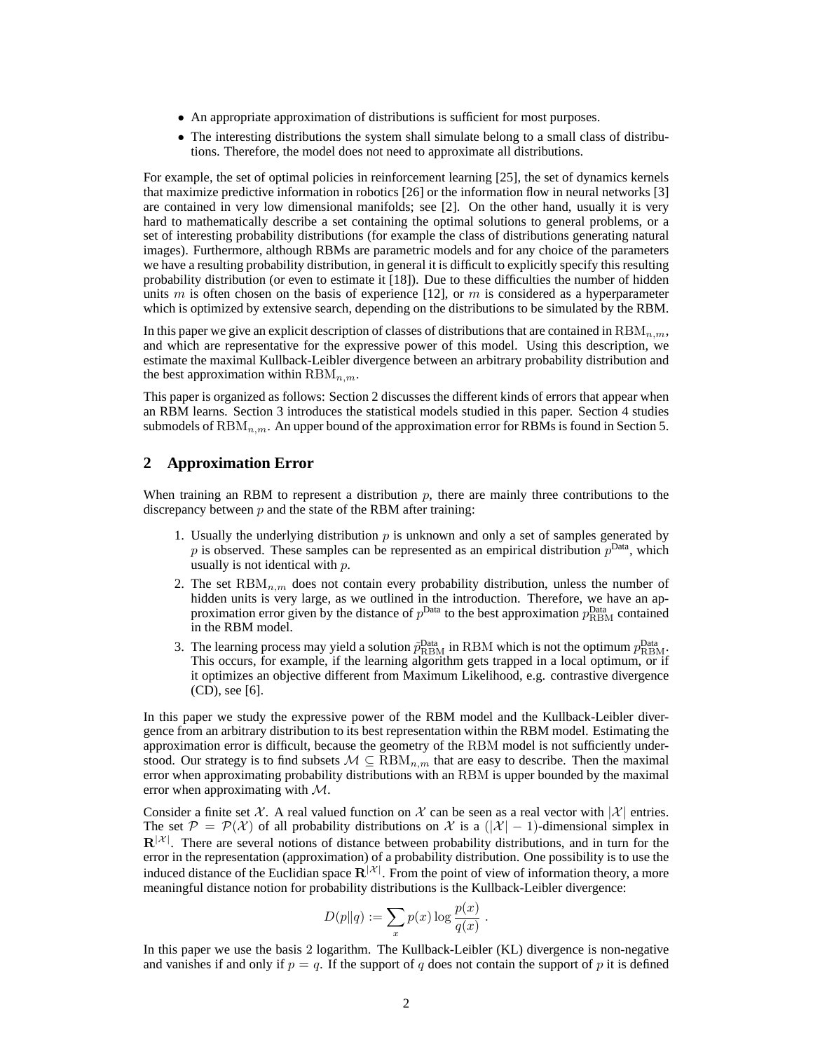- An appropriate approximation of distributions is sufficient for most purposes.
- The interesting distributions the system shall simulate belong to a small class of distributions. Therefore, the model does not need to approximate all distributions.

For example, the set of optimal policies in reinforcement learning [25], the set of dynamics kernels that maximize predictive information in robotics [26] or the information flow in neural networks [3] are contained in very low dimensional manifolds; see [2]. On the other hand, usually it is very hard to mathematically describe a set containing the optimal solutions to general problems, or a set of interesting probability distributions (for example the class of distributions generating natural images). Furthermore, although RBMs are parametric models and for any choice of the parameters we have a resulting probability distribution, in general it is difficult to explicitly specify this resulting probability distribution (or even to estimate it [18]). Due to these difficulties the number of hidden units $m$ is often chosen on the basis of experience [12], or $m$ is considered as a hyperparameter which is optimized by extensive search, depending on the distributions to be simulated by the RBM.

In this paper we give an explicit description of classes of distributions that are contained in $\mathrm{RBM}_{n,m}$, and which are representative for the expressive power of this model. Using this description, we estimate the maximal Kullback-Leibler divergence between an arbitrary probability distribution and the best approximation within $\mathrm{RBM}_{n,m}$.

This paper is organized as follows: Section 2 discusses the different kinds of errors that appear when an RBM learns. Section 3 introduces the statistical models studied in this paper. Section 4 studies submodels of $\mathrm{RBM}_{n,m}$. An upper bound of the approximation error for RBMs is found in Section 5.

## 2 Approximation Error

When training an RBM to represent a distribution $p$, there are mainly three contributions to the discrepancy between $p$ and the state of the RBM after training:

1. Usually the underlying distribution $p$ is unknown and only a set of samples generated by $p$ is observed. These samples can be represented as an empirical distribution $p^{\text{Data}}$, which usually is not identical with $p$.
2. The set $\mathrm{RBM}_{n,m}$ does not contain every probability distribution, unless the number of hidden units is very large, as we outlined in the introduction. Therefore, we have an approximation error given by the distance of $p^{\text{Data}}$ to the best approximation $p^{\text{Data}}_{\mathrm{RBM}}$ contained in the RBM model.
3. The learning process may yield a solution $\tilde{p}^{\text{Data}}_{\mathrm{RBM}}$ in $\mathrm{RBM}$ which is not the optimum $p^{\text{Data}}_{\mathrm{RBM}}$. This occurs, for example, if the learning algorithm gets trapped in a local optimum, or if it optimizes an objective different from Maximum Likelihood, e.g. contrastive divergence (CD), see [6].

In this paper we study the expressive power of the RBM model and the Kullback-Leibler divergence from an arbitrary distribution to its best representation within the RBM model. Estimating the approximation error is difficult, because the geometry of the $\mathrm{RBM}$ model is not sufficiently understood. Our strategy is to find subsets $\mathcal{M} \subseteq \mathrm{RBM}_{n,m}$ that are easy to describe. Then the maximal error when approximating probability distributions with an $\mathrm{RBM}$ is upper bounded by the maximal error when approximating with $\mathcal{M}$.

Consider a finite set $\mathcal{X}$. A real valued function on $\mathcal{X}$ can be seen as a real vector with $|\mathcal{X}|$ entries. The set $\mathcal{P} = \mathcal{P}(\mathcal{X})$ of all probability distributions on $\mathcal{X}$ is a $(|\mathcal{X}| - 1)$-dimensional simplex in $\mathbf{R}^{|\mathcal{X}|}$. There are several notions of distance between probability distributions, and in turn for the error in the representation (approximation) of a probability distribution. One possibility is to use the induced distance of the Euclidian space $\mathbf{R}^{|\mathcal{X}|}$. From the point of view of information theory, a more meaningful distance notion for probability distributions is the Kullback-Leibler divergence:

$$D(p\|q) := \sum_x p(x) \log \frac{p(x)}{q(x)} \; .$$

In this paper we use the basis 2 logarithm. The Kullback-Leibler (KL) divergence is non-negative and vanishes if and only if $p = q$. If the support of $q$ does not contain the support of $p$ it is defined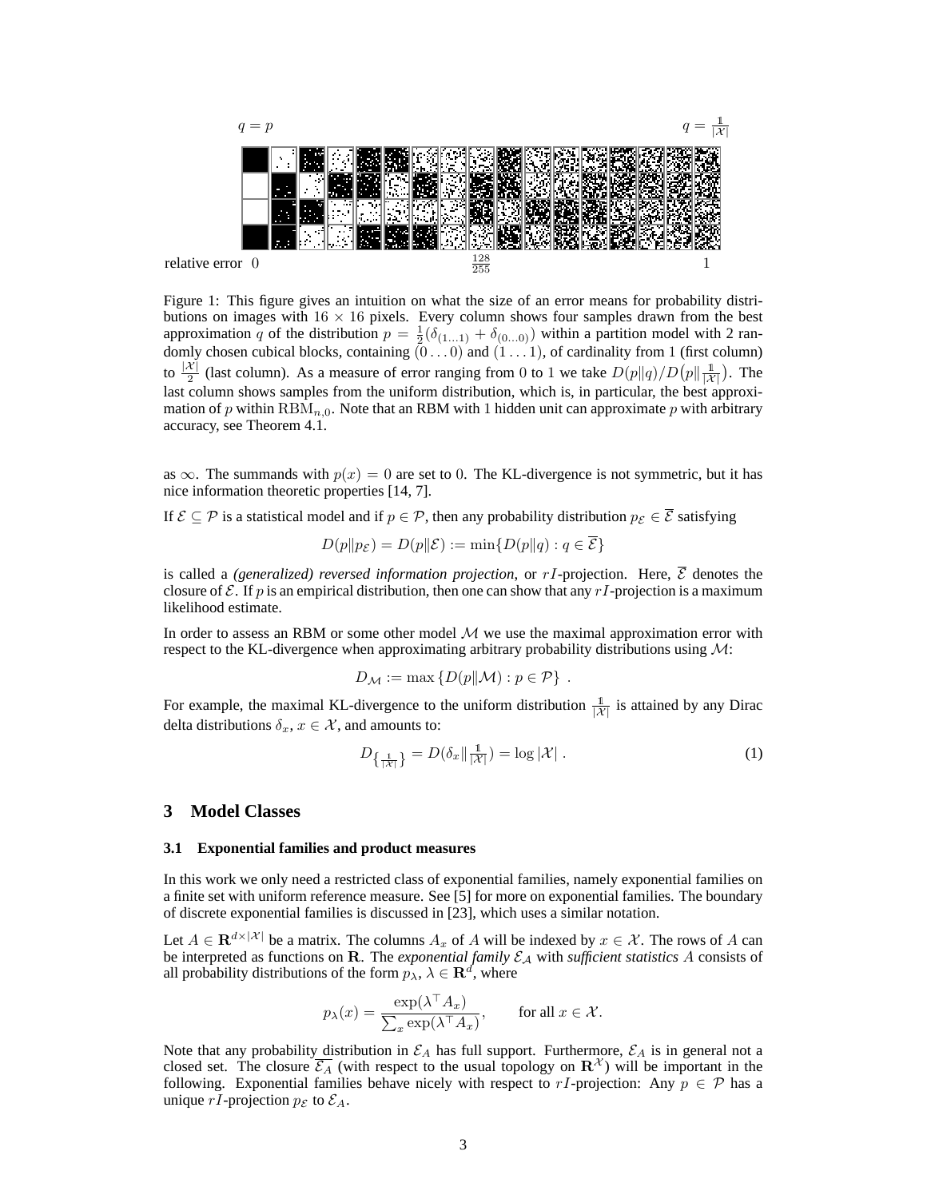$q = p$ $\qquad\qquad\qquad\qquad\qquad\qquad\qquad\qquad\qquad\qquad\qquad\qquad$ $q = \frac{\mathbb{1}}{|\mathcal{X}|}$

relative error $0$ $\qquad\qquad\qquad\qquad\qquad$ $\frac{128}{255}$ $\qquad\qquad\qquad\qquad\qquad$ $1$

Figure 1: This figure gives an intuition on what the size of an error means for probability distributions on images with $16 \times 16$ pixels. Every column shows four samples drawn from the best approximation $q$ of the distribution $p = \frac{1}{2}(\delta_{(1\dots1)} + \delta_{(0\dots0)})$ within a partition model with 2 randomly chosen cubical blocks, containing $(0\dots0)$ and $(1\dots1)$, of cardinality from 1 (first column) to $\frac{|\mathcal{X}|}{2}$ (last column). As a measure of error ranging from 0 to 1 we take $D(p\|q)/D(p\|\frac{\mathbb{1}}{|\mathcal{X}|})$. The last column shows samples from the uniform distribution, which is, in particular, the best approximation of $p$ within $\mathrm{RBM}_{n,0}$. Note that an RBM with 1 hidden unit can approximate $p$ with arbitrary accuracy, see Theorem 4.1.

as $\infty$. The summands with $p(x) = 0$ are set to 0. The KL-divergence is not symmetric, but it has nice information theoretic properties [14, 7].

If $\mathcal{E} \subseteq \mathcal{P}$ is a statistical model and if $p \in \mathcal{P}$, then any probability distribution $p_{\mathcal{E}} \in \overline{\mathcal{E}}$ satisfying

$$D(p\|p_{\mathcal{E}}) = D(p\|\mathcal{E}) := \min\{D(p\|q) : q \in \overline{\mathcal{E}}\}$$

is called a *(generalized) reversed information projection*, or $rI$-projection. Here, $\overline{\mathcal{E}}$ denotes the closure of $\mathcal{E}$. If $p$ is an empirical distribution, then one can show that any $rI$-projection is a maximum likelihood estimate.

In order to assess an RBM or some other model $\mathcal{M}$ we use the maximal approximation error with respect to the KL-divergence when approximating arbitrary probability distributions using $\mathcal{M}$:

$$D_{\mathcal{M}} := \max\{D(p\|\mathcal{M}) : p \in \mathcal{P}\} .$$

For example, the maximal KL-divergence to the uniform distribution $\frac{\mathbb{1}}{|\mathcal{X}|}$ is attained by any Dirac delta distributions $\delta_x$, $x \in \mathcal{X}$, and amounts to:

$$D_{\{\frac{\mathbb{1}}{|\mathcal{X}|}\}} = D(\delta_x\|\tfrac{\mathbb{1}}{|\mathcal{X}|}) = \log|\mathcal{X}| . \tag{1}$$

# 3 Model Classes

## 3.1 Exponential families and product measures

In this work we only need a restricted class of exponential families, namely exponential families on a finite set with uniform reference measure. See [5] for more on exponential families. The boundary of discrete exponential families is discussed in [23], which uses a similar notation.

Let $A \in \mathbf{R}^{d\times|\mathcal{X}|}$ be a matrix. The columns $A_x$ of $A$ will be indexed by $x \in \mathcal{X}$. The rows of $A$ can be interpreted as functions on $\mathbf{R}$. The *exponential family* $\mathcal{E}_A$ with *sufficient statistics* $A$ consists of all probability distributions of the form $p_\lambda$, $\lambda \in \mathbf{R}^d$, where

$$p_\lambda(x) = \frac{\exp(\lambda^\top A_x)}{\sum_x \exp(\lambda^\top A_x)}, \qquad \text{for all } x \in \mathcal{X}.$$

Note that any probability distribution in $\mathcal{E}_A$ has full support. Furthermore, $\mathcal{E}_A$ is in general not a closed set. The closure $\overline{\mathcal{E}_A}$ (with respect to the usual topology on $\mathbf{R}^{\mathcal{X}}$) will be important in the following. Exponential families behave nicely with respect to $rI$-projection: Any $p \in \mathcal{P}$ has a unique $rI$-projection $p_{\mathcal{E}}$ to $\mathcal{E}_A$.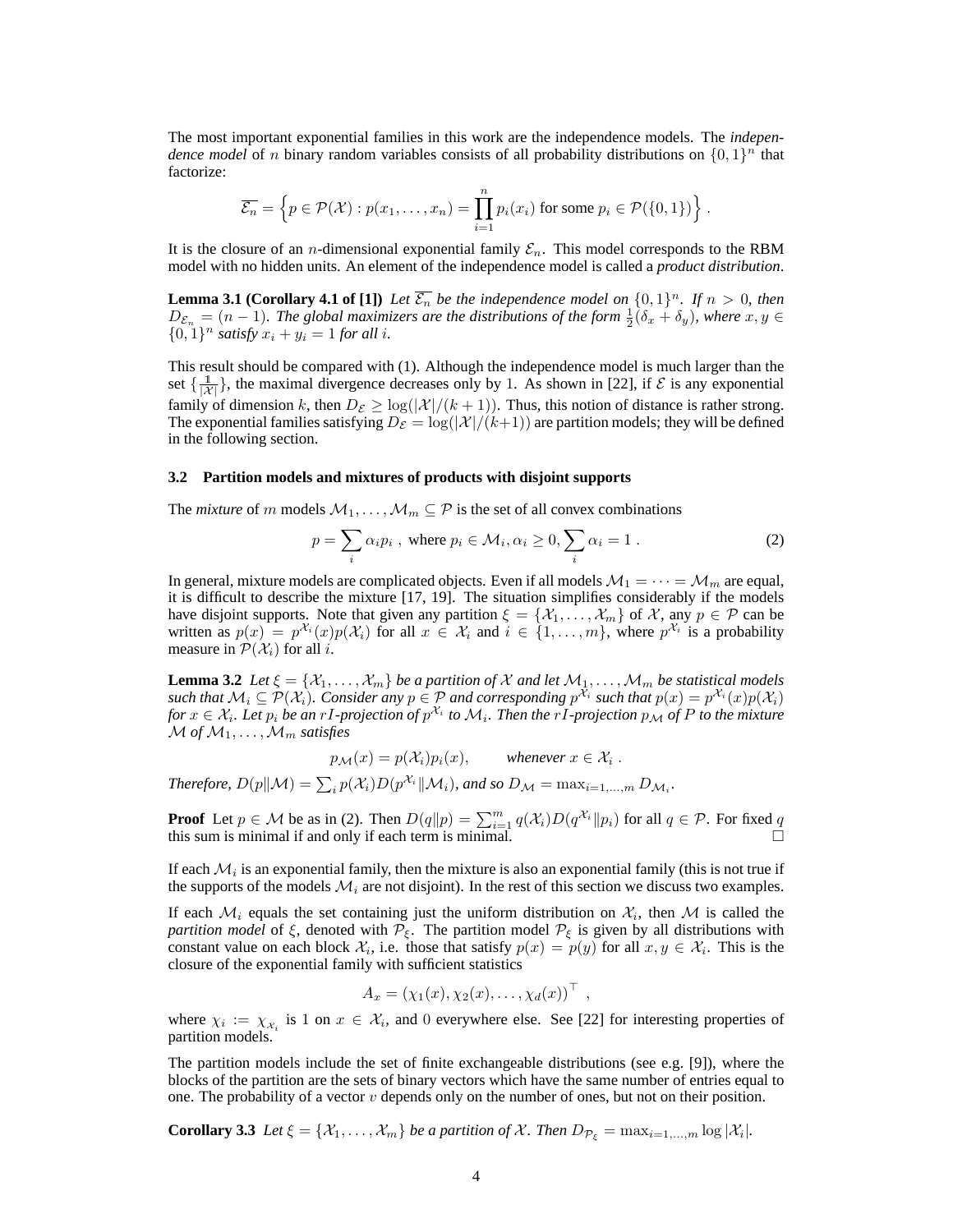The most important exponential families in this work are the independence models. The *independence model* of $n$ binary random variables consists of all probability distributions on $\{0,1\}^n$ that factorize:

$$\overline{\mathcal{E}_n} = \left\{ p \in \mathcal{P}(\mathcal{X}) : p(x_1,\ldots,x_n) = \prod_{i=1}^{n} p_i(x_i) \text{ for some } p_i \in \mathcal{P}(\{0,1\}) \right\} .$$

It is the closure of an $n$-dimensional exponential family $\mathcal{E}_n$. This model corresponds to the RBM model with no hidden units. An element of the independence model is called a *product distribution*.

**Lemma 3.1 (Corollary 4.1 of [1])** *Let $\overline{\mathcal{E}_n}$ be the independence model on $\{0,1\}^n$. If $n > 0$, then $D_{\mathcal{E}_n} = (n-1)$. The global maximizers are the distributions of the form $\frac{1}{2}(\delta_x + \delta_y)$, where $x, y \in \{0,1\}^n$ satisfy $x_i + y_i = 1$ for all $i$.*

This result should be compared with (1). Although the independence model is much larger than the set $\{\frac{\mathbb{1}}{|\mathcal{X}|}\}$, the maximal divergence decreases only by 1. As shown in [22], if $\mathcal{E}$ is any exponential family of dimension $k$, then $D_{\mathcal{E}} \geq \log(|\mathcal{X}|/(k+1))$. Thus, this notion of distance is rather strong. The exponential families satisfying $D_{\mathcal{E}} = \log(|\mathcal{X}|/(k+1))$ are partition models; they will be defined in the following section.

### 3.2 Partition models and mixtures of products with disjoint supports

The *mixture* of $m$ models $\mathcal{M}_1,\ldots,\mathcal{M}_m \subseteq \mathcal{P}$ is the set of all convex combinations

$$p = \sum_i \alpha_i p_i \ , \text{ where } p_i \in \mathcal{M}_i, \alpha_i \geq 0, \sum_i \alpha_i = 1 \ . \tag{2}$$

In general, mixture models are complicated objects. Even if all models $\mathcal{M}_1 = \cdots = \mathcal{M}_m$ are equal, it is difficult to describe the mixture [17, 19]. The situation simplifies considerably if the models have disjoint supports. Note that given any partition $\xi = \{\mathcal{X}_1,\ldots,\mathcal{X}_m\}$ of $\mathcal{X}$, any $p \in \mathcal{P}$ can be written as $p(x) = p^{\mathcal{X}_i}(x)p(\mathcal{X}_i)$ for all $x \in \mathcal{X}_i$ and $i \in \{1,\ldots,m\}$, where $p^{\mathcal{X}_i}$ is a probability measure in $\mathcal{P}(\mathcal{X}_i)$ for all $i$.

**Lemma 3.2** *Let $\xi = \{\mathcal{X}_1,\ldots,\mathcal{X}_m\}$ be a partition of $\mathcal{X}$ and let $\mathcal{M}_1,\ldots,\mathcal{M}_m$ be statistical models such that $\mathcal{M}_i \subseteq \mathcal{P}(\mathcal{X}_i)$. Consider any $p \in \mathcal{P}$ and corresponding $p^{\mathcal{X}_i}$ such that $p(x) = p^{\mathcal{X}_i}(x)p(\mathcal{X}_i)$ for $x \in \mathcal{X}_i$. Let $p_i$ be an $rI$-projection of $p^{\mathcal{X}_i}$ to $\mathcal{M}_i$. Then the $rI$-projection $p_{\mathcal{M}}$ of $P$ to the mixture $\mathcal{M}$ of $\mathcal{M}_1,\ldots,\mathcal{M}_m$ satisfies*

$$p_{\mathcal{M}}(x) = p(\mathcal{X}_i)p_i(x), \qquad \textit{whenever } x \in \mathcal{X}_i \ .$$

*Therefore, $D(p\|\mathcal{M}) = \sum_i p(\mathcal{X}_i)D(p^{\mathcal{X}_i}\|\mathcal{M}_i)$, and so $D_{\mathcal{M}} = \max_{i=1,\ldots,m} D_{\mathcal{M}_i}$.*

**Proof** Let $p \in \mathcal{M}$ be as in (2). Then $D(q\|p) = \sum_{i=1}^{m} q(\mathcal{X}_i)D(q^{\mathcal{X}_i}\|p_i)$ for all $q \in \mathcal{P}$. For fixed $q$ this sum is minimal if and only if each term is minimal. □

If each $\mathcal{M}_i$ is an exponential family, then the mixture is also an exponential family (this is not true if the supports of the models $\mathcal{M}_i$ are not disjoint). In the rest of this section we discuss two examples.

If each $\mathcal{M}_i$ equals the set containing just the uniform distribution on $\mathcal{X}_i$, then $\mathcal{M}$ is called the *partition model* of $\xi$, denoted with $\mathcal{P}_\xi$. The partition model $\mathcal{P}_\xi$ is given by all distributions with constant value on each block $\mathcal{X}_i$, i.e. those that satisfy $p(x) = p(y)$ for all $x, y \in \mathcal{X}_i$. This is the closure of the exponential family with sufficient statistics

$$A_x = (\chi_1(x), \chi_2(x), \ldots, \chi_d(x))^\top \ ,$$

where $\chi_i := \chi_{\mathcal{X}_i}$ is 1 on $x \in \mathcal{X}_i$, and 0 everywhere else. See [22] for interesting properties of partition models.

The partition models include the set of finite exchangeable distributions (see e.g. [9]), where the blocks of the partition are the sets of binary vectors which have the same number of entries equal to one. The probability of a vector $v$ depends only on the number of ones, but not on their position.

**Corollary 3.3** *Let $\xi = \{\mathcal{X}_1,\ldots,\mathcal{X}_m\}$ be a partition of $\mathcal{X}$. Then $D_{\mathcal{P}_\xi} = \max_{i=1,\ldots,m} \log|\mathcal{X}_i|$.*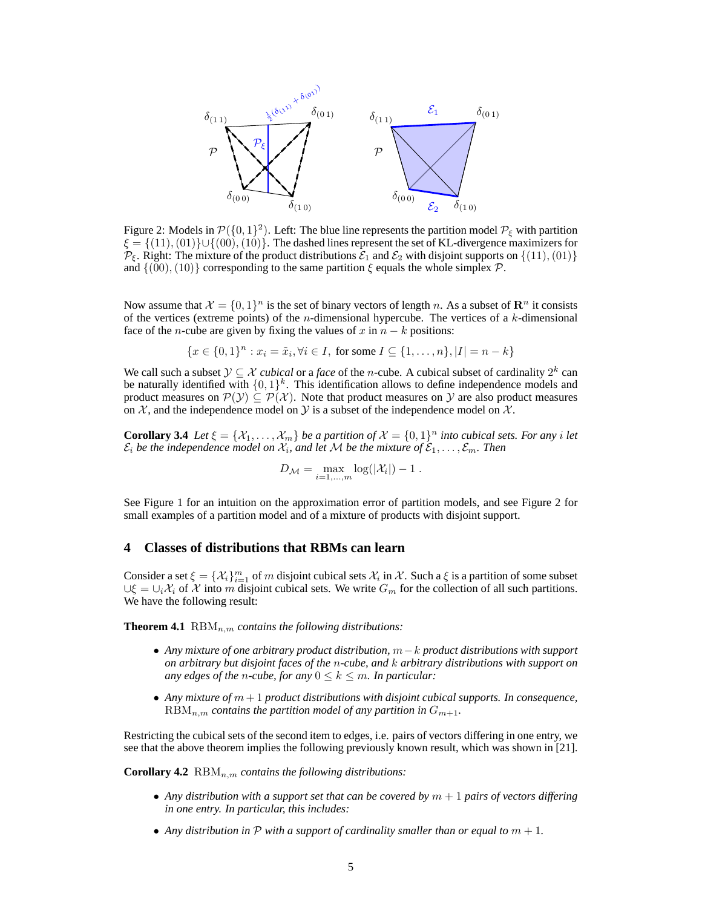Figure 2: Models in $\mathcal{P}(\{0,1\}^2)$. Left: The blue line represents the partition model $\mathcal{P}_\xi$ with partition $\xi = \{(11),(01)\} \cup \{(00),(10)\}$. The dashed lines represent the set of KL-divergence maximizers for $\mathcal{P}_\xi$. Right: The mixture of the product distributions $\mathcal{E}_1$ and $\mathcal{E}_2$ with disjoint supports on $\{(11),(01)\}$ and $\{(00),(10)\}$ corresponding to the same partition $\xi$ equals the whole simplex $\mathcal{P}$.

Now assume that $\mathcal{X} = \{0,1\}^n$ is the set of binary vectors of length $n$. As a subset of $\mathbf{R}^n$ it consists of the vertices (extreme points) of the $n$-dimensional hypercube. The vertices of a $k$-dimensional face of the $n$-cube are given by fixing the values of $x$ in $n-k$ positions:

$$\{x \in \{0,1\}^n : x_i = \tilde{x}_i, \forall i \in I, \text{ for some } I \subseteq \{1,\dots,n\}, |I| = n-k\}$$

We call such a subset $\mathcal{Y} \subseteq \mathcal{X}$ *cubical* or a *face* of the $n$-cube. A cubical subset of cardinality $2^k$ can be naturally identified with $\{0,1\}^k$. This identification allows to define independence models and product measures on $\mathcal{P}(\mathcal{Y}) \subseteq \mathcal{P}(\mathcal{X})$. Note that product measures on $\mathcal{Y}$ are also product measures on $\mathcal{X}$, and the independence model on $\mathcal{Y}$ is a subset of the independence model on $\mathcal{X}$.

**Corollary 3.4** *Let $\xi = \{\mathcal{X}_1, \dots, \mathcal{X}_m\}$ be a partition of $\mathcal{X} = \{0,1\}^n$ into cubical sets. For any $i$ let $\mathcal{E}_i$ be the independence model on $\mathcal{X}_i$, and let $\mathcal{M}$ be the mixture of $\mathcal{E}_1, \dots, \mathcal{E}_m$. Then*

$$D_{\mathcal{M}} = \max_{i=1,\dots,m} \log(|\mathcal{X}_i|) - 1 \,.$$

See Figure 1 for an intuition on the approximation error of partition models, and see Figure 2 for small examples of a partition model and of a mixture of products with disjoint support.

## 4 Classes of distributions that RBMs can learn

Consider a set $\xi = \{\mathcal{X}_i\}_{i=1}^m$ of $m$ disjoint cubical sets $\mathcal{X}_i$ in $\mathcal{X}$. Such a $\xi$ is a partition of some subset $\cup\xi = \cup_i \mathcal{X}_i$ of $\mathcal{X}$ into $m$ disjoint cubical sets. We write $G_m$ for the collection of all such partitions. We have the following result:

**Theorem 4.1** *$\mathrm{RBM}_{n,m}$ contains the following distributions:*

- *Any mixture of one arbitrary product distribution, $m-k$ product distributions with support on arbitrary but disjoint faces of the $n$-cube, and $k$ arbitrary distributions with support on any edges of the $n$-cube, for any $0 \leq k \leq m$. In particular:*
- *Any mixture of $m+1$ product distributions with disjoint cubical supports. In consequence, $\mathrm{RBM}_{n,m}$ contains the partition model of any partition in $G_{m+1}$.*

Restricting the cubical sets of the second item to edges, i.e. pairs of vectors differing in one entry, we see that the above theorem implies the following previously known result, which was shown in [21].

**Corollary 4.2** *$\mathrm{RBM}_{n,m}$ contains the following distributions:*

- *Any distribution with a support set that can be covered by $m+1$ pairs of vectors differing in one entry. In particular, this includes:*
- *Any distribution in $\mathcal{P}$ with a support of cardinality smaller than or equal to $m+1$.*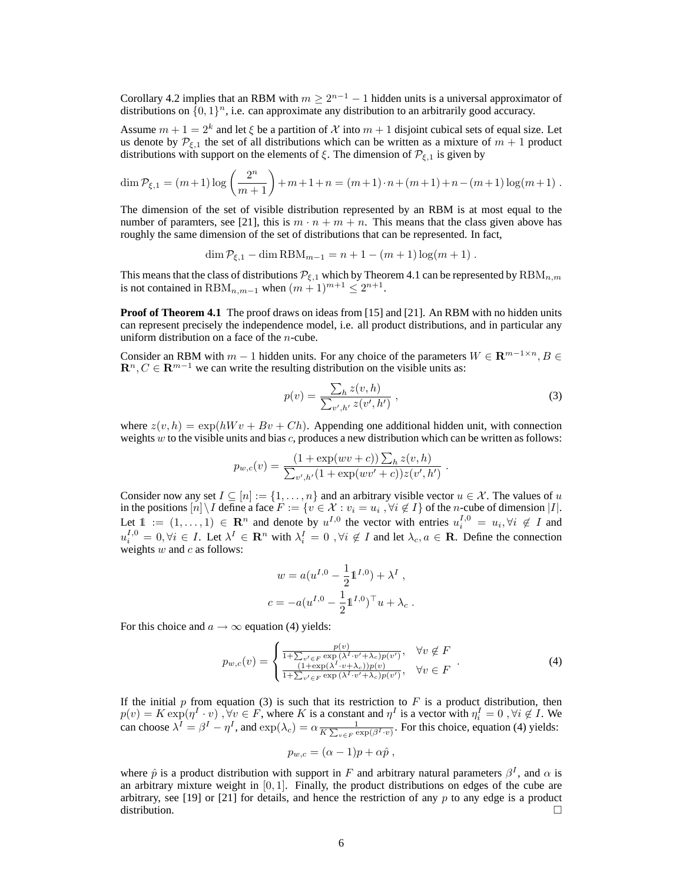Corollary 4.2 implies that an RBM with $m \geq 2^{n-1} - 1$ hidden units is a universal approximator of distributions on $\{0,1\}^n$, i.e. can approximate any distribution to an arbitrarily good accuracy.

Assume $m + 1 = 2^k$ and let $\xi$ be a partition of $\mathcal{X}$ into $m+1$ disjoint cubical sets of equal size. Let us denote by $\mathcal{P}_{\xi,1}$ the set of all distributions which can be written as a mixture of $m+1$ product distributions with support on the elements of $\xi$. The dimension of $\mathcal{P}_{\xi,1}$ is given by

$$\dim \mathcal{P}_{\xi,1} = (m+1)\log\left(\frac{2^n}{m+1}\right) + m + 1 + n = (m+1)\cdot n + (m+1) + n - (m+1)\log(m+1) \; .$$

The dimension of the set of visible distribution represented by an RBM is at most equal to the number of paramters, see [21], this is $m \cdot n + m + n$. This means that the class given above has roughly the same dimension of the set of distributions that can be represented. In fact,

$$\dim \mathcal{P}_{\xi,1} - \dim \mathrm{RBM}_{m-1} = n + 1 - (m+1)\log(m+1) \; .$$

This means that the class of distributions $\mathcal{P}_{\xi,1}$ which by Theorem 4.1 can be represented by $\mathrm{RBM}_{n,m}$ is not contained in $\mathrm{RBM}_{n,m-1}$ when $(m+1)^{m+1} \leq 2^{n+1}$.

**Proof of Theorem 4.1** The proof draws on ideas from [15] and [21]. An RBM with no hidden units can represent precisely the independence model, i.e. all product distributions, and in particular any uniform distribution on a face of the $n$-cube.

Consider an RBM with $m-1$ hidden units. For any choice of the parameters $W \in \mathbf{R}^{m-1 \times n}, B \in \mathbf{R}^n, C \in \mathbf{R}^{m-1}$ we can write the resulting distribution on the visible units as:

$$p(v) = \frac{\sum_h z(v,h)}{\sum_{v',h'} z(v',h')} \; , \tag{3}$$

where $z(v,h) = \exp(hWv + Bv + Ch)$. Appending one additional hidden unit, with connection weights $w$ to the visible units and bias $c$, produces a new distribution which can be written as follows:

$$p_{w,c}(v) = \frac{(1 + \exp(wv + c))\sum_h z(v,h)}{\sum_{v',h'}(1 + \exp(wv' + c))z(v',h')} \; .$$

Consider now any set $I \subseteq [n] := \{1, \ldots, n\}$ and an arbitrary visible vector $u \in \mathcal{X}$. The values of $u$ in the positions $[n] \setminus I$ define a face $F := \{v \in \mathcal{X} : v_i = u_i \; , \forall i \notin I\}$ of the $n$-cube of dimension $|I|$. Let $\mathbb{1} := (1, \ldots, 1) \in \mathbf{R}^n$ and denote by $u^{I,0}$ the vector with entries $u_i^{I,0} = u_i, \forall i \notin I$ and $u_i^{I,0} = 0, \forall i \in I$. Let $\lambda^I \in \mathbf{R}^n$ with $\lambda_i^I = 0 \; , \forall i \notin I$ and let $\lambda_c, a \in \mathbf{R}$. Define the connection weights $w$ and $c$ as follows:

$$w = a(u^{I,0} - \frac{1}{2}\mathbb{1}^{I,0}) + \lambda^I \; ,$$
$$c = -a(u^{I,0} - \frac{1}{2}\mathbb{1}^{I,0})^\top u + \lambda_c \; .$$

For this choice and $a \to \infty$ equation (4) yields:

$$p_{w,c}(v) = \begin{cases} \frac{p(v)}{1 + \sum_{v' \in F} \exp(\lambda^I \cdot v' + \lambda_c) p(v')}, & \forall v \notin F \\ \frac{(1 + \exp(\lambda^I \cdot v + \lambda_c))p(v)}{1 + \sum_{v' \in F} \exp(\lambda^I \cdot v' + \lambda_c) p(v')}, & \forall v \in F \end{cases} \; . \tag{4}$$

If the initial $p$ from equation (3) is such that its restriction to $F$ is a product distribution, then $p(v) = K \exp(\eta^I \cdot v) \; , \forall v \in F$, where $K$ is a constant and $\eta^I$ is a vector with $\eta_i^I = 0 \; , \forall i \notin I$. We can choose $\lambda^I = \beta^I - \eta^I$, and $\exp(\lambda_c) = \alpha \frac{1}{K \sum_{v \in F} \exp(\beta^I \cdot v)}$. For this choice, equation (4) yields:

$$p_{w,c} = (\alpha - 1)p + \alpha \hat{p} \; ,$$

where $\hat{p}$ is a product distribution with support in $F$ and arbitrary natural parameters $\beta^I$, and $\alpha$ is an arbitrary mixture weight in $[0,1]$. Finally, the product distributions on edges of the cube are arbitrary, see [19] or [21] for details, and hence the restriction of any $p$ to any edge is a product distribution. □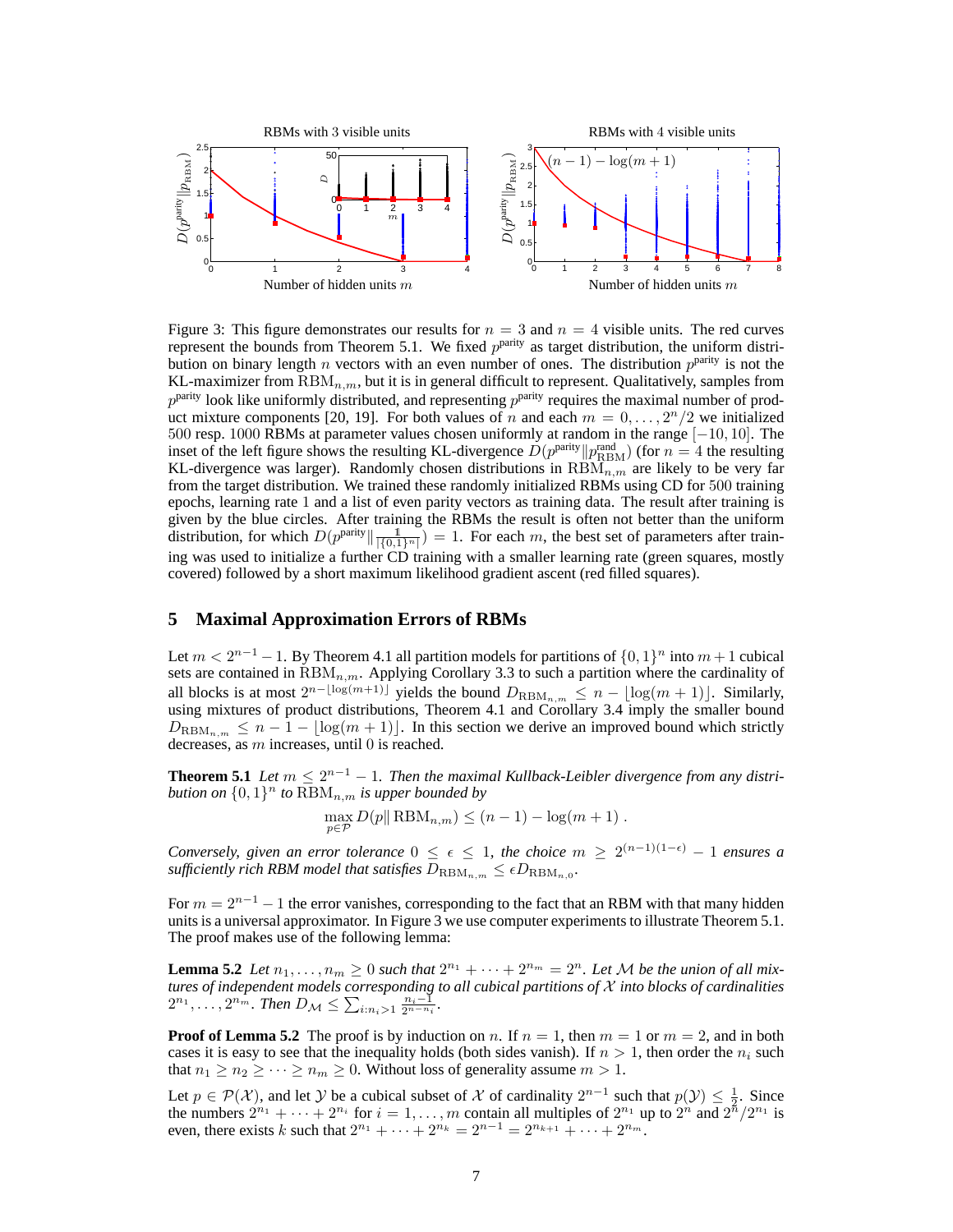Figure 3: This figure demonstrates our results for $n = 3$ and $n = 4$ visible units. The red curves represent the bounds from Theorem 5.1. We fixed $p^{\text{parity}}$ as target distribution, the uniform distribution on binary length $n$ vectors with an even number of ones. The distribution $p^{\text{parity}}$ is not the KL-maximizer from $\text{RBM}_{n,m}$, but it is in general difficult to represent. Qualitatively, samples from $p^{\text{parity}}$ look like uniformly distributed, and representing $p^{\text{parity}}$ requires the maximal number of product mixture components [20, 19]. For both values of $n$ and each $m = 0, \ldots, 2^n/2$ we initialized 500 resp. 1000 RBMs at parameter values chosen uniformly at random in the range $[-10, 10]$. The inset of the left figure shows the resulting KL-divergence $D(p^{\text{parity}} \| p^{\text{rand}}_{\text{RBM}})$ (for $n = 4$ the resulting KL-divergence was larger). Randomly chosen distributions in $\text{RBM}_{n,m}$ are likely to be very far from the target distribution. We trained these randomly initialized RBMs using CD for 500 training epochs, learning rate 1 and a list of even parity vectors as training data. The result after training is given by the blue circles. After training the RBMs the result is often not better than the uniform distribution, for which $D(p^{\text{parity}} \| \frac{\mathbb{1}}{|\{0,1\}^n|}) = 1$. For each $m$, the best set of parameters after training was used to initialize a further CD training with a smaller learning rate (green squares, mostly covered) followed by a short maximum likelihood gradient ascent (red filled squares).

## 5 Maximal Approximation Errors of RBMs

Let $m < 2^{n-1} - 1$. By Theorem 4.1 all partition models for partitions of $\{0,1\}^n$ into $m+1$ cubical sets are contained in $\text{RBM}_{n,m}$. Applying Corollary 3.3 to such a partition where the cardinality of all blocks is at most $2^{n - \lfloor \log(m+1) \rfloor}$ yields the bound $D_{\text{RBM}_{n,m}} \leq n - \lfloor \log(m+1) \rfloor$. Similarly, using mixtures of product distributions, Theorem 4.1 and Corollary 3.4 imply the smaller bound $D_{\text{RBM}_{n,m}} \leq n - 1 - \lfloor \log(m+1) \rfloor$. In this section we derive an improved bound which strictly decreases, as $m$ increases, until 0 is reached.

**Theorem 5.1** *Let $m \leq 2^{n-1} - 1$. Then the maximal Kullback-Leibler divergence from any distribution on $\{0,1\}^n$ to $\text{RBM}_{n,m}$ is upper bounded by*

$$\max_{p \in \mathcal{P}} D(p \| \text{RBM}_{n,m}) \leq (n-1) - \log(m+1) .$$

*Conversely, given an error tolerance $0 \leq \epsilon \leq 1$, the choice $m \geq 2^{(n-1)(1-\epsilon)} - 1$ ensures a sufficiently rich RBM model that satisfies $D_{\text{RBM}_{n,m}} \leq \epsilon D_{\text{RBM}_{n,0}}$.*

For $m = 2^{n-1} - 1$ the error vanishes, corresponding to the fact that an RBM with that many hidden units is a universal approximator. In Figure 3 we use computer experiments to illustrate Theorem 5.1. The proof makes use of the following lemma:

**Lemma 5.2** *Let $n_1, \ldots, n_m \geq 0$ such that $2^{n_1} + \cdots + 2^{n_m} = 2^n$. Let $\mathcal{M}$ be the union of all mixtures of independent models corresponding to all cubical partitions of $\mathcal{X}$ into blocks of cardinalities $2^{n_1}, \ldots, 2^{n_m}$. Then $D_{\mathcal{M}} \leq \sum_{i: n_i > 1} \frac{n_i - 1}{2^{n - n_i}}$.*

**Proof of Lemma 5.2** The proof is by induction on $n$. If $n = 1$, then $m = 1$ or $m = 2$, and in both cases it is easy to see that the inequality holds (both sides vanish). If $n > 1$, then order the $n_i$ such that $n_1 \geq n_2 \geq \cdots \geq n_m \geq 0$. Without loss of generality assume $m > 1$.

Let $p \in \mathcal{P}(\mathcal{X})$, and let $\mathcal{Y}$ be a cubical subset of $\mathcal{X}$ of cardinality $2^{n-1}$ such that $p(\mathcal{Y}) \leq \frac{1}{2}$. Since the numbers $2^{n_1} + \cdots + 2^{n_i}$ for $i = 1, \ldots, m$ contain all multiples of $2^{n_1}$ up to $2^n$ and $2^n / 2^{n_1}$ is even, there exists $k$ such that $2^{n_1} + \cdots + 2^{n_k} = 2^{n-1} = 2^{n_{k+1}} + \cdots + 2^{n_m}$.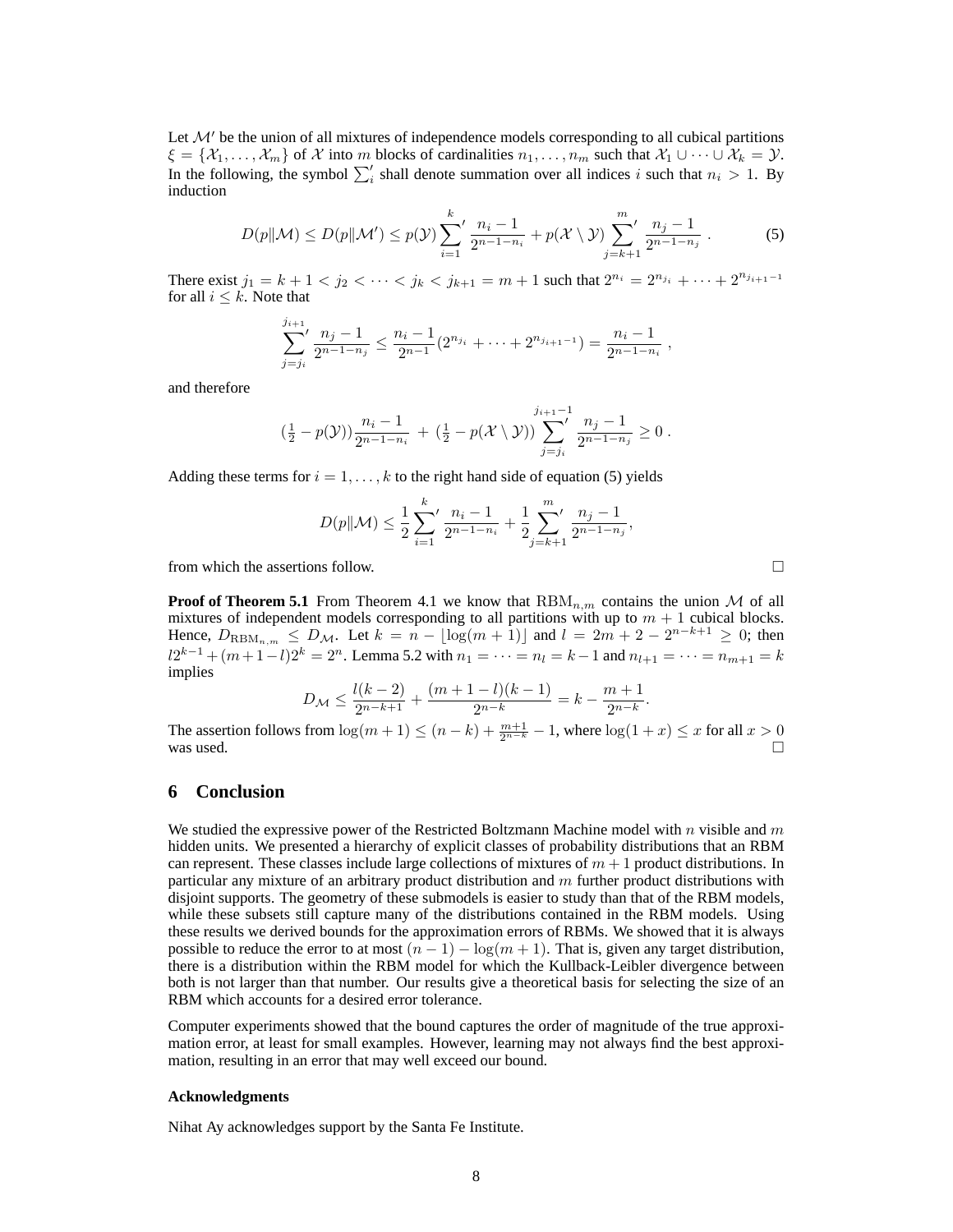Let $\mathcal{M}'$ be the union of all mixtures of independence models corresponding to all cubical partitions $\xi = \{\mathcal{X}_1, \ldots, \mathcal{X}_m\}$ of $\mathcal{X}$ into $m$ blocks of cardinalities $n_1, \ldots, n_m$ such that $\mathcal{X}_1 \cup \cdots \cup \mathcal{X}_k = \mathcal{Y}$. In the following, the symbol $\sum_i'$ shall denote summation over all indices $i$ such that $n_i > 1$. By induction

$$D(p\|\mathcal{M}) \leq D(p\|\mathcal{M}') \leq p(\mathcal{Y}) \sum_{i=1}^{k}{}' \frac{n_i - 1}{2^{n-1-n_i}} + p(\mathcal{X} \setminus \mathcal{Y}) \sum_{j=k+1}^{m}{}' \frac{n_j - 1}{2^{n-1-n_j}} \, . \tag{5}$$

There exist $j_1 = k+1 < j_2 < \cdots < j_k < j_{k+1} = m+1$ such that $2^{n_i} = 2^{n_{j_i}} + \cdots + 2^{n_{j_{i+1}-1}}$ for all $i \leq k$. Note that

$$\sum_{j=j_i}^{j_{i+1}}{}' \frac{n_j - 1}{2^{n-1-n_j}} \leq \frac{n_i - 1}{2^{n-1}} (2^{n_{j_i}} + \cdots + 2^{n_{j_{i+1}-1}}) = \frac{n_i - 1}{2^{n-1-n_i}} \, ,$$

and therefore

$$(\tfrac{1}{2} - p(\mathcal{Y})) \frac{n_i - 1}{2^{n-1-n_i}} \; + \; (\tfrac{1}{2} - p(\mathcal{X} \setminus \mathcal{Y})) \sum_{j=j_i}^{j_{i+1}-1}{}' \frac{n_j - 1}{2^{n-1-n_j}} \geq 0 \, .$$

Adding these terms for $i = 1, \ldots, k$ to the right hand side of equation (5) yields

$$D(p\|\mathcal{M}) \leq \frac{1}{2} \sum_{i=1}^{k}{}' \frac{n_i - 1}{2^{n-1-n_i}} + \frac{1}{2} \sum_{j=k+1}^{m}{}' \frac{n_j - 1}{2^{n-1-n_j}},$$

from which the assertions follow. □

**Proof of Theorem 5.1** From Theorem 4.1 we know that $\mathrm{RBM}_{n,m}$ contains the union $\mathcal{M}$ of all mixtures of independent models corresponding to all partitions with up to $m+1$ cubical blocks. Hence, $D_{\mathrm{RBM}_{n,m}} \leq D_{\mathcal{M}}$. Let $k = n - \lfloor \log(m+1) \rfloor$ and $l = 2m + 2 - 2^{n-k+1} \geq 0$; then $l 2^{k-1} + (m+1-l) 2^k = 2^n$. Lemma 5.2 with $n_1 = \cdots = n_l = k-1$ and $n_{l+1} = \cdots = n_{m+1} = k$ implies

$$D_{\mathcal{M}} \leq \frac{l(k-2)}{2^{n-k+1}} + \frac{(m+1-l)(k-1)}{2^{n-k}} = k - \frac{m+1}{2^{n-k}}.$$

The assertion follows from $\log(m+1) \leq (n-k) + \frac{m+1}{2^{n-k}} - 1$, where $\log(1+x) \leq x$ for all $x > 0$ was used. □

## 6 Conclusion

We studied the expressive power of the Restricted Boltzmann Machine model with $n$ visible and $m$ hidden units. We presented a hierarchy of explicit classes of probability distributions that an RBM can represent. These classes include large collections of mixtures of $m+1$ product distributions. In particular any mixture of an arbitrary product distribution and $m$ further product distributions with disjoint supports. The geometry of these submodels is easier to study than that of the RBM models, while these subsets still capture many of the distributions contained in the RBM models. Using these results we derived bounds for the approximation errors of RBMs. We showed that it is always possible to reduce the error to at most $(n-1) - \log(m+1)$. That is, given any target distribution, there is a distribution within the RBM model for which the Kullback-Leibler divergence between both is not larger than that number. Our results give a theoretical basis for selecting the size of an RBM which accounts for a desired error tolerance.

Computer experiments showed that the bound captures the order of magnitude of the true approximation error, at least for small examples. However, learning may not always find the best approximation, resulting in an error that may well exceed our bound.

#### Acknowledgments

Nihat Ay acknowledges support by the Santa Fe Institute.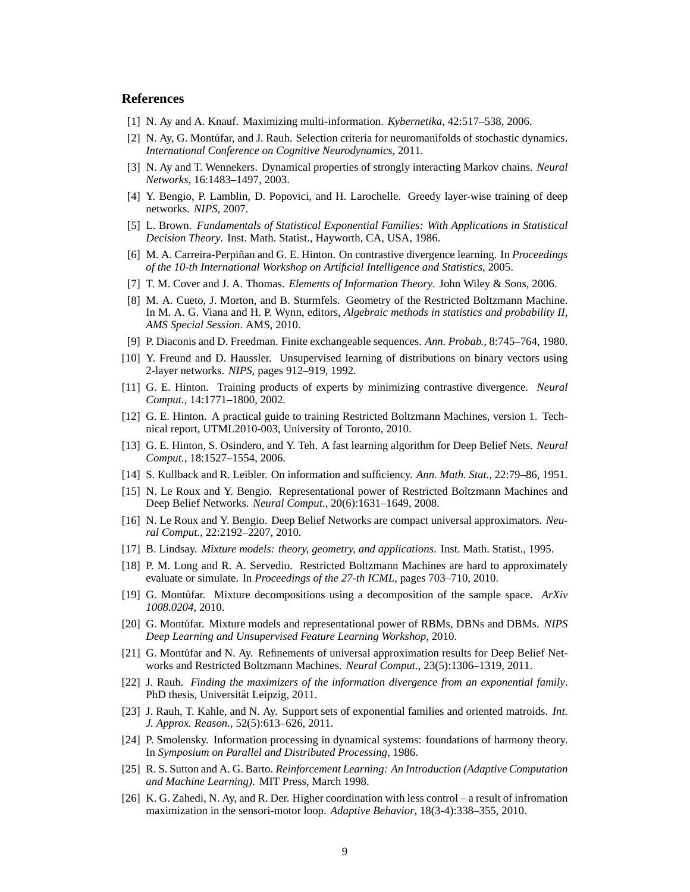## References

[1] N. Ay and A. Knauf. Maximizing multi-information. *Kybernetika*, 42:517–538, 2006.

[2] N. Ay, G. Montúfar, and J. Rauh. Selection criteria for neuromanifolds of stochastic dynamics. *International Conference on Cognitive Neurodynamics*, 2011.

[3] N. Ay and T. Wennekers. Dynamical properties of strongly interacting Markov chains. *Neural Networks*, 16:1483–1497, 2003.

[4] Y. Bengio, P. Lamblin, D. Popovici, and H. Larochelle. Greedy layer-wise training of deep networks. *NIPS*, 2007.

[5] L. Brown. *Fundamentals of Statistical Exponential Families: With Applications in Statistical Decision Theory*. Inst. Math. Statist., Hayworth, CA, USA, 1986.

[6] M. A. Carreira-Perpiñan and G. E. Hinton. On contrastive divergence learning. In *Proceedings of the 10-th International Workshop on Artificial Intelligence and Statistics*, 2005.

[7] T. M. Cover and J. A. Thomas. *Elements of Information Theory*. John Wiley & Sons, 2006.

[8] M. A. Cueto, J. Morton, and B. Sturmfels. Geometry of the Restricted Boltzmann Machine. In M. A. G. Viana and H. P. Wynn, editors, *Algebraic methods in statistics and probability II, AMS Special Session*. AMS, 2010.

[9] P. Diaconis and D. Freedman. Finite exchangeable sequences. *Ann. Probab.*, 8:745–764, 1980.

[10] Y. Freund and D. Haussler. Unsupervised learning of distributions on binary vectors using 2-layer networks. *NIPS*, pages 912–919, 1992.

[11] G. E. Hinton. Training products of experts by minimizing contrastive divergence. *Neural Comput.*, 14:1771–1800, 2002.

[12] G. E. Hinton. A practical guide to training Restricted Boltzmann Machines, version 1. Technical report, UTML2010-003, University of Toronto, 2010.

[13] G. E. Hinton, S. Osindero, and Y. Teh. A fast learning algorithm for Deep Belief Nets. *Neural Comput.*, 18:1527–1554, 2006.

[14] S. Kullback and R. Leibler. On information and sufficiency. *Ann. Math. Stat.*, 22:79–86, 1951.

[15] N. Le Roux and Y. Bengio. Representational power of Restricted Boltzmann Machines and Deep Belief Networks. *Neural Comput.*, 20(6):1631–1649, 2008.

[16] N. Le Roux and Y. Bengio. Deep Belief Networks are compact universal approximators. *Neural Comput.*, 22:2192–2207, 2010.

[17] B. Lindsay. *Mixture models: theory, geometry, and applications*. Inst. Math. Statist., 1995.

[18] P. M. Long and R. A. Servedio. Restricted Boltzmann Machines are hard to approximately evaluate or simulate. In *Proceedings of the 27-th ICML*, pages 703–710, 2010.

[19] G. Montúfar. Mixture decompositions using a decomposition of the sample space. *ArXiv 1008.0204*, 2010.

[20] G. Montúfar. Mixture models and representational power of RBMs, DBNs and DBMs. *NIPS Deep Learning and Unsupervised Feature Learning Workshop*, 2010.

[21] G. Montúfar and N. Ay. Refinements of universal approximation results for Deep Belief Networks and Restricted Boltzmann Machines. *Neural Comput.*, 23(5):1306–1319, 2011.

[22] J. Rauh. *Finding the maximizers of the information divergence from an exponential family*. PhD thesis, Universität Leipzig, 2011.

[23] J. Rauh, T. Kahle, and N. Ay. Support sets of exponential families and oriented matroids. *Int. J. Approx. Reason.*, 52(5):613–626, 2011.

[24] P. Smolensky. Information processing in dynamical systems: foundations of harmony theory. In *Symposium on Parallel and Distributed Processing*, 1986.

[25] R. S. Sutton and A. G. Barto. *Reinforcement Learning: An Introduction (Adaptive Computation and Machine Learning)*. MIT Press, March 1998.

[26] K. G. Zahedi, N. Ay, and R. Der. Higher coordination with less control – a result of infromation maximization in the sensori-motor loop. *Adaptive Behavior*, 18(3-4):338–355, 2010.